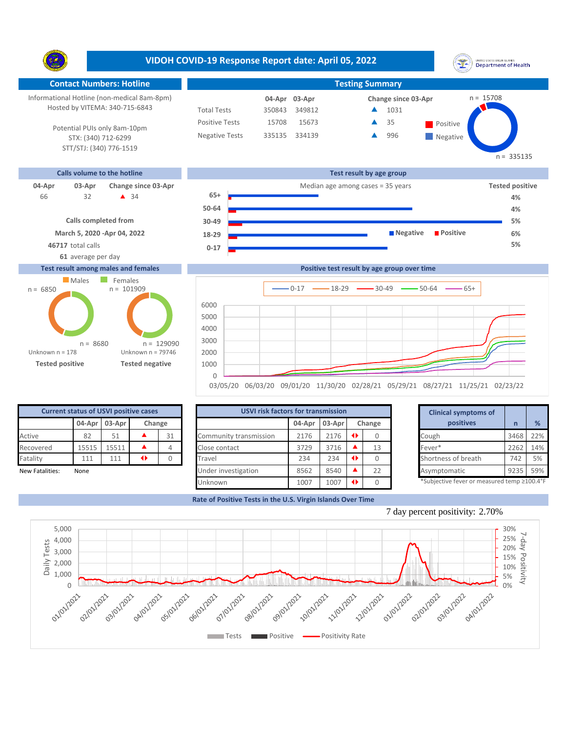# VIDOH COVID-19 Response Report date: April 05, 2022

## Contact Numbers: Hotline

Informational Hotline (non-medical 8am-8pm)
Hosted by VITEMA: 340-715-6843

Potential PUIs only 8am-10pm
STX: (340) 712-6299
STT/STJ: (340) 776-1519

## Testing Summary

| | 04-Apr | 03-Apr | Change since 03-Apr |
|---|---|---|---|
| Total Tests | 350843 | 349812 | ▲ 1031 |
| Positive Tests | 15708 | 15673 | ▲ 35 |
| Negative Tests | 335135 | 334139 | ▲ 996 |

Positive n = 15708
Negative n = 335135

## Calls volume to the hotline

| 04-Apr | 03-Apr | Change since 03-Apr |
|---|---|---|
| 66 | 32 | ▲ 34 |

Calls completed from
March 5, 2020 -Apr 04, 2022
**46717** total calls
**61** average per day

## Test result by age group

Median age among cases = 35 years

| Age group | Tested positive |
|---|---|
| 65+ | 4% |
| 50-64 | 4% |
| 30-49 | 5% |
| 18-29 | 6% |
| 0-17 | 5% |

## Test result among males and females

| | Males | Females |
|---|---|---|
| Tested positive | n = 6850 | n = 8680 |
| Tested negative | n = 101909 | n = 129090 |

Tested positive: Unknown n = 178
Tested negative: Unknown n = 79746

## Positive test result by age group over time

0-17, 18-29, 30-49, 50-64, 65+

## Current status of USVI positive cases

| | 04-Apr | 03-Apr | Change | |
|---|---|---|---|---|
| Active | 82 | 51 | ▲ | 31 |
| Recovered | 15515 | 15511 | ▲ | 4 |
| Fatality | 111 | 111 | ◆ | 0 |

New Fatalities: None

## USVI risk factors for transmission

| | 04-Apr | 03-Apr | Change | |
|---|---|---|---|---|
| Community transmission | 2176 | 2176 | ◆ | 0 |
| Close contact | 3729 | 3716 | ▲ | 13 |
| Travel | 234 | 234 | ◆ | 0 |
| Under investigation | 8562 | 8540 | ▲ | 22 |
| Unknown | 1007 | 1007 | ◆ | 0 |

## Clinical symptoms of positives

| Clinical symptoms of positives | n | % |
|---|---|---|
| Cough | 3468 | 22% |
| Fever* | 2262 | 14% |
| Shortness of breath | 742 | 5% |
| Asymptomatic | 9235 | 59% |

*Subjective fever or measured temp ≥100.4°F

## Rate of Positive Tests in the U.S. Virgin Islands Over Time

7 day percent positivity: 2.70%

Tests, Positive, Positivity Rate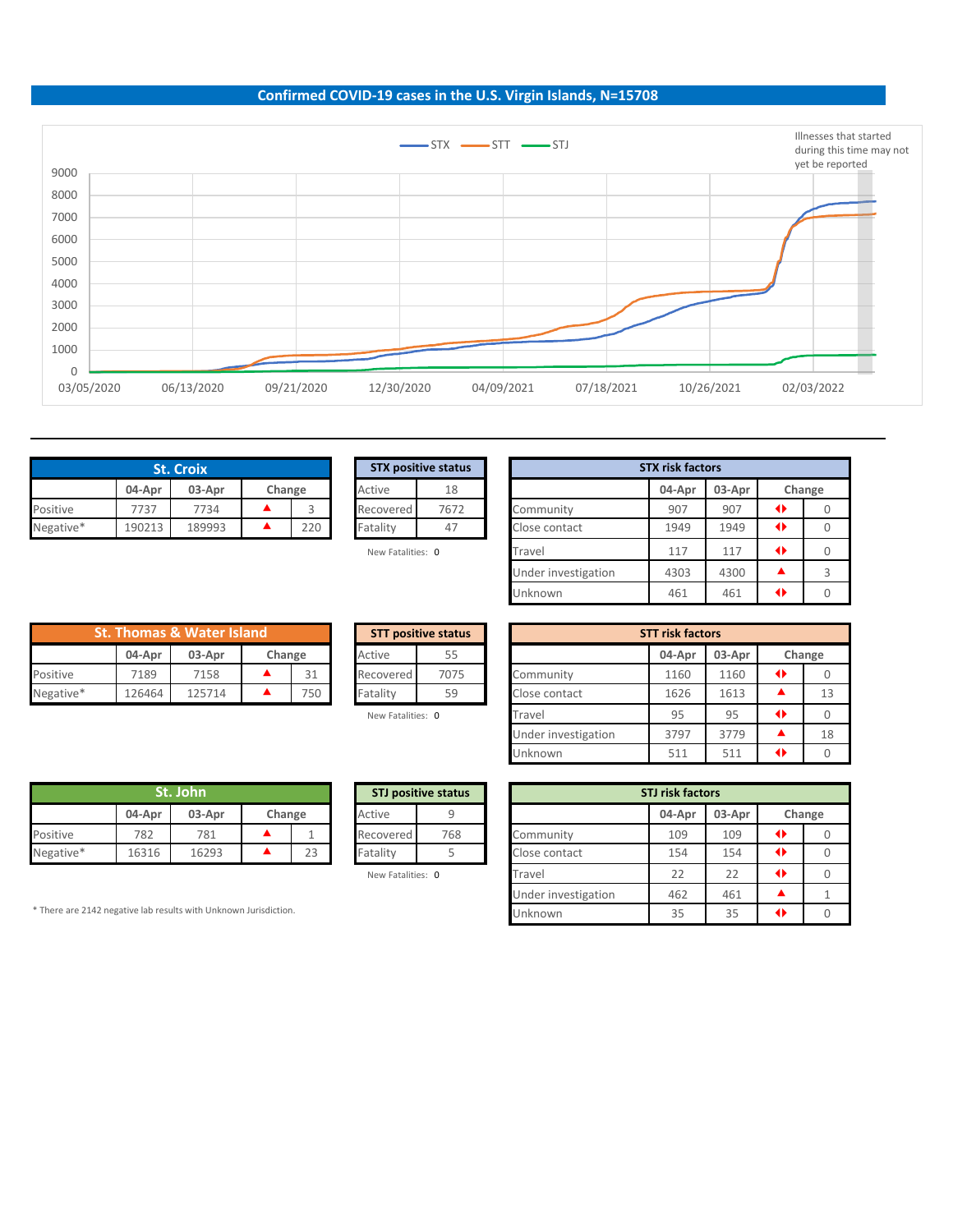## Confirmed COVID-19 cases in the U.S. Virgin Islands, N=15708

STX STT STJ

Illnesses that started during this time may not yet be reported

9000
8000
7000
6000
5000
4000
3000
2000
1000
0

03/05/2020 06/13/2020 09/21/2020 12/30/2020 04/09/2021 07/18/2021 10/26/2021 02/03/2022

| St. Croix | 04-Apr | 03-Apr | Change | |
|---|---|---|---|---|
| Positive | 7737 | 7734 | ▲ | 3 |
| Negative* | 190213 | 189993 | ▲ | 220 |

| STX positive status | |
|---|---|
| Active | 18 |
| Recovered | 7672 |
| Fatality | 47 |

New Fatalities: 0

| STX risk factors | 04-Apr | 03-Apr | Change | |
|---|---|---|---|---|
| Community | 907 | 907 | ◆ | 0 |
| Close contact | 1949 | 1949 | ◆ | 0 |
| Travel | 117 | 117 | ◆ | 0 |
| Under investigation | 4303 | 4300 | ▲ | 3 |
| Unknown | 461 | 461 | ◆ | 0 |

| St. Thomas & Water Island | 04-Apr | 03-Apr | Change | |
|---|---|---|---|---|
| Positive | 7189 | 7158 | ▲ | 31 |
| Negative* | 126464 | 125714 | ▲ | 750 |

| STT positive status | |
|---|---|
| Active | 55 |
| Recovered | 7075 |
| Fatality | 59 |

New Fatalities: 0

| STT risk factors | 04-Apr | 03-Apr | Change | |
|---|---|---|---|---|
| Community | 1160 | 1160 | ◆ | 0 |
| Close contact | 1626 | 1613 | ▲ | 13 |
| Travel | 95 | 95 | ◆ | 0 |
| Under investigation | 3797 | 3779 | ▲ | 18 |
| Unknown | 511 | 511 | ◆ | 0 |

| St. John | 04-Apr | 03-Apr | Change | |
|---|---|---|---|---|
| Positive | 782 | 781 | ▲ | 1 |
| Negative* | 16316 | 16293 | ▲ | 23 |

| STJ positive status | |
|---|---|
| Active | 9 |
| Recovered | 768 |
| Fatality | 5 |

New Fatalities: 0

| STJ risk factors | 04-Apr | 03-Apr | Change | |
|---|---|---|---|---|
| Community | 109 | 109 | ◆ | 0 |
| Close contact | 154 | 154 | ◆ | 0 |
| Travel | 22 | 22 | ◆ | 0 |
| Under investigation | 462 | 461 | ▲ | 1 |
| Unknown | 35 | 35 | ◆ | 0 |

* There are 2142 negative lab results with Unknown Jurisdiction.